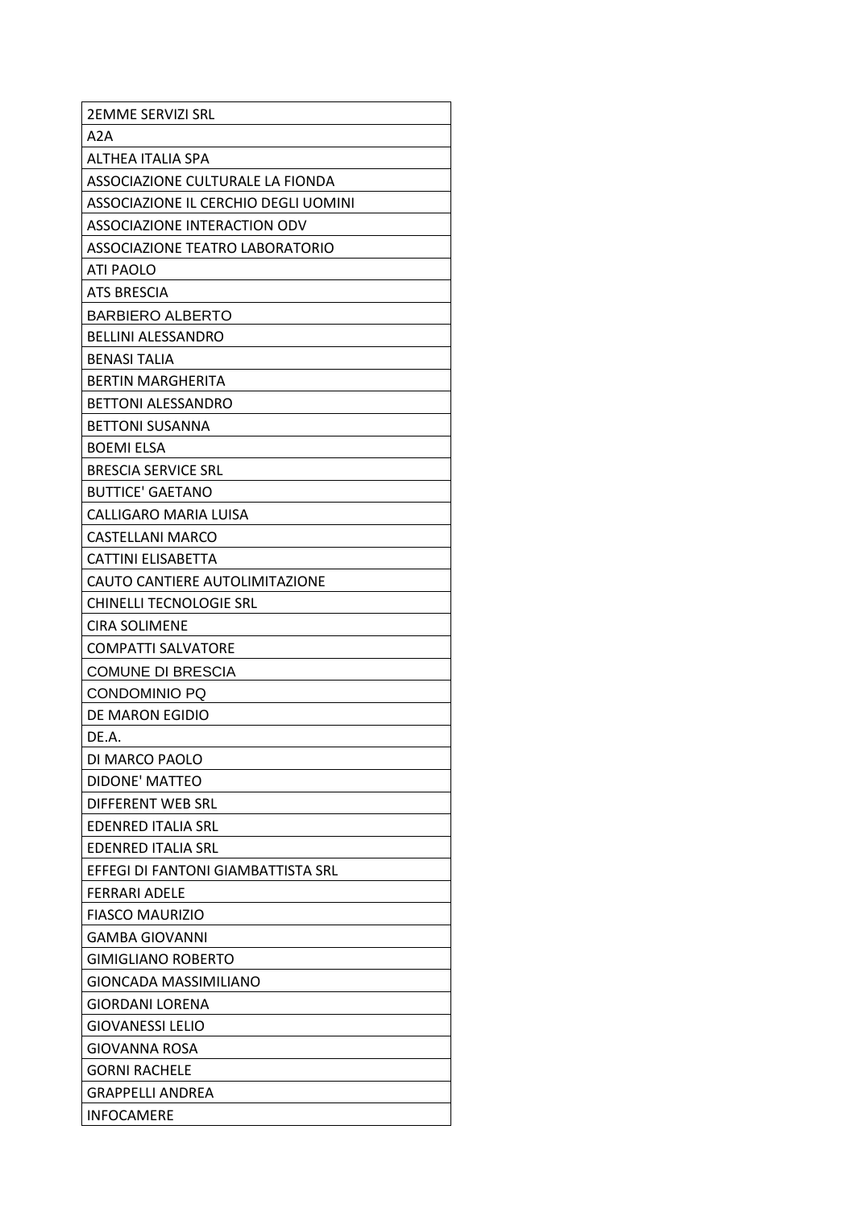| 2EMME SERVIZI SRL |
|---|
| A2A |
| ALTHEA ITALIA SPA |
| ASSOCIAZIONE CULTURALE LA FIONDA |
| ASSOCIAZIONE IL CERCHIO DEGLI UOMINI |
| ASSOCIAZIONE INTERACTION ODV |
| ASSOCIAZIONE TEATRO LABORATORIO |
| ATI PAOLO |
| ATS BRESCIA |
| BARBIERO ALBERTO |
| BELLINI ALESSANDRO |
| BENASI TALIA |
| BERTIN MARGHERITA |
| BETTONI ALESSANDRO |
| BETTONI SUSANNA |
| BOEMI ELSA |
| BRESCIA SERVICE SRL |
| BUTTICE' GAETANO |
| CALLIGARO MARIA LUISA |
| CASTELLANI MARCO |
| CATTINI ELISABETTA |
| CAUTO CANTIERE AUTOLIMITAZIONE |
| CHINELLI TECNOLOGIE SRL |
| CIRA SOLIMENE |
| COMPATTI SALVATORE |
| COMUNE DI BRESCIA |
| CONDOMINIO PQ |
| DE MARON EGIDIO |
| DE.A. |
| DI MARCO PAOLO |
| DIDONE' MATTEO |
| DIFFERENT WEB SRL |
| EDENRED ITALIA SRL |
| EDENRED ITALIA SRL |
| EFFEGI DI FANTONI GIAMBATTISTA SRL |
| FERRARI ADELE |
| FIASCO MAURIZIO |
| GAMBA GIOVANNI |
| GIMIGLIANO ROBERTO |
| GIONCADA MASSIMILIANO |
| GIORDANI LORENA |
| GIOVANESSI LELIO |
| GIOVANNA ROSA |
| GORNI RACHELE |
| GRAPPELLI ANDREA |
| INFOCAMERE |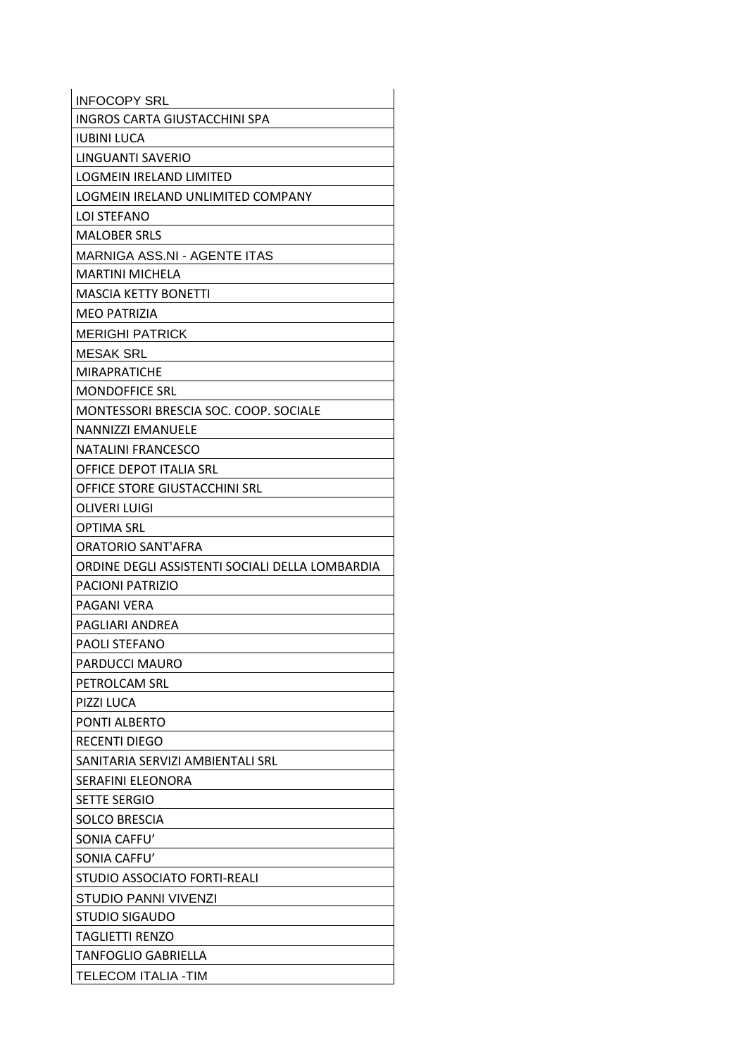| INFOCOPY SRL |
| --- |
| INGROS CARTA GIUSTACCHINI SPA |
| IUBINI LUCA |
| LINGUANTI SAVERIO |
| LOGMEIN IRELAND LIMITED |
| LOGMEIN IRELAND UNLIMITED COMPANY |
| LOI STEFANO |
| MALOBER SRLS |
| MARNIGA ASS.NI - AGENTE ITAS |
| MARTINI MICHELA |
| MASCIA KETTY BONETTI |
| MEO PATRIZIA |
| MERIGHI PATRICK |
| MESAK SRL |
| MIRAPRATICHE |
| MONDOFFICE SRL |
| MONTESSORI BRESCIA SOC. COOP. SOCIALE |
| NANNIZZI EMANUELE |
| NATALINI FRANCESCO |
| OFFICE DEPOT ITALIA SRL |
| OFFICE STORE GIUSTACCHINI SRL |
| OLIVERI LUIGI |
| OPTIMA SRL |
| ORATORIO SANT'AFRA |
| ORDINE DEGLI ASSISTENTI SOCIALI DELLA LOMBARDIA |
| PACIONI PATRIZIO |
| PAGANI VERA |
| PAGLIARI ANDREA |
| PAOLI STEFANO |
| PARDUCCI MAURO |
| PETROLCAM SRL |
| PIZZI LUCA |
| PONTI ALBERTO |
| RECENTI DIEGO |
| SANITARIA SERVIZI AMBIENTALI SRL |
| SERAFINI ELEONORA |
| SETTE SERGIO |
| SOLCO BRESCIA |
| SONIA CAFFU' |
| SONIA CAFFU' |
| STUDIO ASSOCIATO FORTI-REALI |
| STUDIO PANNI VIVENZI |
| STUDIO SIGAUDO |
| TAGLIETTI RENZO |
| TANFOGLIO GABRIELLA |
| TELECOM ITALIA -TIM |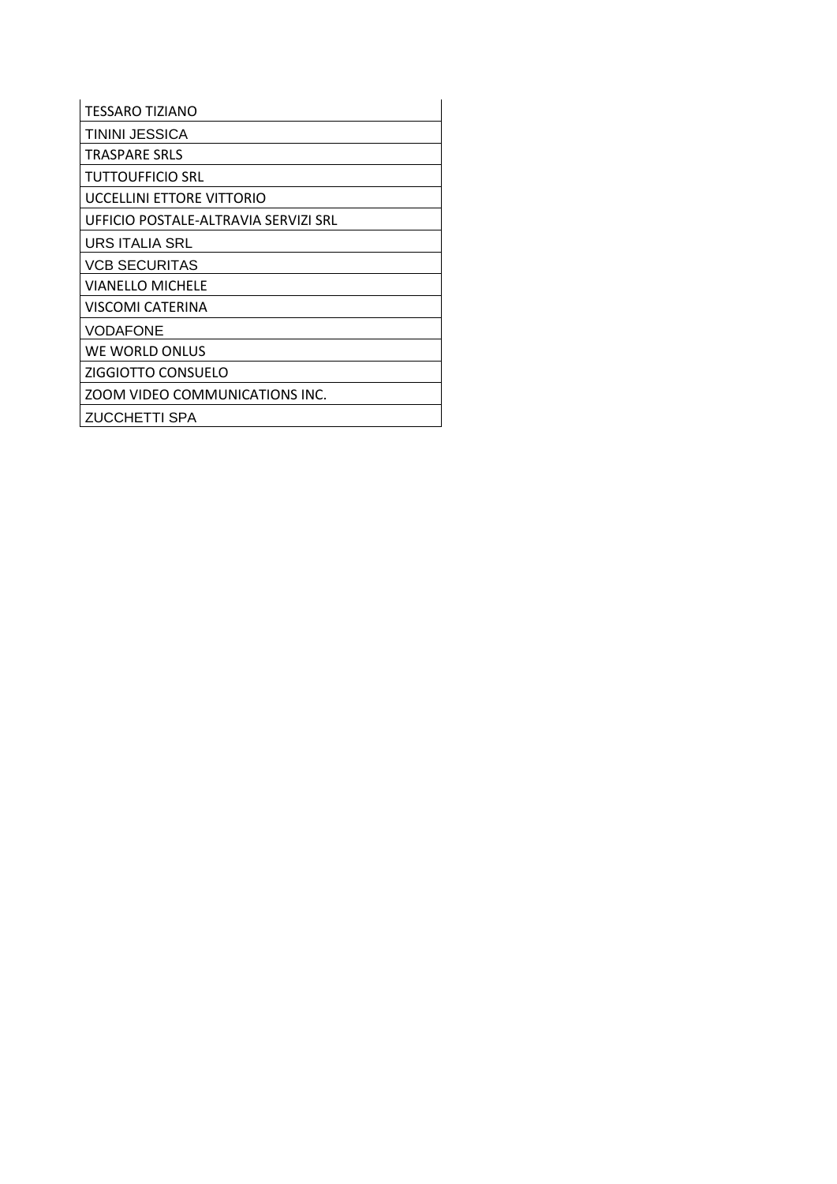| |
|---|
| TESSARO TIZIANO |
| TININI JESSICA |
| TRASPARE SRLS |
| TUTTOUFFICIO SRL |
| UCCELLINI ETTORE VITTORIO |
| UFFICIO POSTALE-ALTRAVIA SERVIZI SRL |
| URS ITALIA SRL |
| VCB SECURITAS |
| VIANELLO MICHELE |
| VISCOMI CATERINA |
| VODAFONE |
| WE WORLD ONLUS |
| ZIGGIOTTO CONSUELO |
| ZOOM VIDEO COMMUNICATIONS INC. |
| ZUCCHETTI SPA |